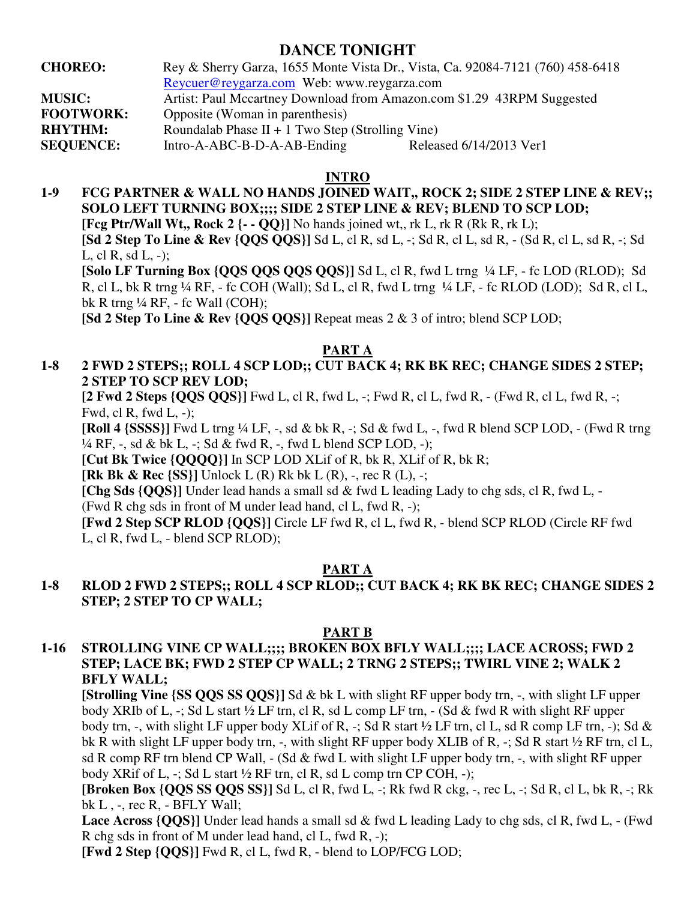# DANCE TONIGHT

**CHOREO:** Rey & Sherry Garza, 1655 Monte Vista Dr., Vista, Ca. 92084-7121 (760) 458-6418
Reycuer@reygarza.com Web: www.reygarza.com

**MUSIC:** Artist: Paul Mccartney Download from Amazon.com $1.29 43RPM Suggested

**FOOTWORK:** Opposite (Woman in parenthesis)

**RHYTHM:** Roundalab Phase II + 1 Two Step (Strolling Vine)

**SEQUENCE:** Intro-A-ABC-B-D-A-AB-Ending Released 6/14/2013 Ver1

## INTRO

**1-9 FCG PARTNER & WALL NO HANDS JOINED WAIT,, ROCK 2; SIDE 2 STEP LINE & REV;; SOLO LEFT TURNING BOX;;;; SIDE 2 STEP LINE & REV; BLEND TO SCP LOD;**

**[Fcg Ptr/Wall Wt,, Rock 2 {- - QQ}]** No hands joined wt,, rk L, rk R (Rk R, rk L);

**[Sd 2 Step To Line & Rev {QQS QQS}]** Sd L, cl R, sd L, -; Sd R, cl L, sd R, - (Sd R, cl L, sd R, -; Sd L, cl R, sd L, -);

**[Solo LF Turning Box {QQS QQS QQS QQS}]** Sd L, cl R, fwd L trng ¼ LF, - fc LOD (RLOD); Sd R, cl L, bk R trng ¼ RF, - fc COH (Wall); Sd L, cl R, fwd L trng ¼ LF, - fc RLOD (LOD); Sd R, cl L, bk R trng ¼ RF, - fc Wall (COH);

**[Sd 2 Step To Line & Rev {QQS QQS}]** Repeat meas 2 & 3 of intro; blend SCP LOD;

## PART A

**1-8 2 FWD 2 STEPS;; ROLL 4 SCP LOD;; CUT BACK 4; RK BK REC; CHANGE SIDES 2 STEP; 2 STEP TO SCP REV LOD;**

**[2 Fwd 2 Steps {QQS QQS}]** Fwd L, cl R, fwd L, -; Fwd R, cl L, fwd R, - (Fwd R, cl L, fwd R, -; Fwd, cl R, fwd L, -);

**[Roll 4 {SSSS}]** Fwd L trng ¼ LF, -, sd & bk R, -; Sd & fwd L, -, fwd R blend SCP LOD, - (Fwd R trng ¼ RF, -, sd & bk L, -; Sd & fwd R, -, fwd L blend SCP LOD, -);

**[Cut Bk Twice {QQQQ}]** In SCP LOD XLif of R, bk R, XLif of R, bk R;

**[Rk Bk & Rec {SS}]** Unlock L (R) Rk bk L (R), -, rec R (L), -;

**[Chg Sds {QQS}]** Under lead hands a small sd & fwd L leading Lady to chg sds, cl R, fwd L, - (Fwd R chg sds in front of M under lead hand, cl L, fwd R, -);

**[Fwd 2 Step SCP RLOD {QQS}]** Circle LF fwd R, cl L, fwd R, - blend SCP RLOD (Circle RF fwd L, cl R, fwd L, - blend SCP RLOD);

## PART A

**1-8 RLOD 2 FWD 2 STEPS;; ROLL 4 SCP RLOD;; CUT BACK 4; RK BK REC; CHANGE SIDES 2 STEP; 2 STEP TO CP WALL;**

## PART B

**1-16 STROLLING VINE CP WALL;;;; BROKEN BOX BFLY WALL;;;; LACE ACROSS; FWD 2 STEP; LACE BK; FWD 2 STEP CP WALL; 2 TRNG 2 STEPS;; TWIRL VINE 2; WALK 2 BFLY WALL;**

**[Strolling Vine {SS QQS SS QQS}]** Sd & bk L with slight RF upper body trn, -, with slight LF upper body XRIb of L, -; Sd L start ½ LF trn, cl R, sd L comp LF trn, - (Sd & fwd R with slight RF upper body trn, -, with slight LF upper body XLif of R, -; Sd R start ½ LF trn, cl L, sd R comp LF trn, -); Sd & bk R with slight LF upper body trn, -, with slight RF upper body XLIB of R, -; Sd R start ½ RF trn, cl L, sd R comp RF trn blend CP Wall, - (Sd & fwd L with slight LF upper body trn, -, with slight RF upper body XRif of L, -; Sd L start ½ RF trn, cl R, sd L comp trn CP COH, -);

**[Broken Box {QQS SS QQS SS}]** Sd L, cl R, fwd L, -; Rk fwd R ckg, -, rec L, -; Sd R, cl L, bk R, -; Rk bk L , -, rec R, - BFLY Wall;

**Lace Across {QQS}]** Under lead hands a small sd & fwd L leading Lady to chg sds, cl R, fwd L, - (Fwd R chg sds in front of M under lead hand, cl L, fwd R, -);

**[Fwd 2 Step {QQS}]** Fwd R, cl L, fwd R, - blend to LOP/FCG LOD;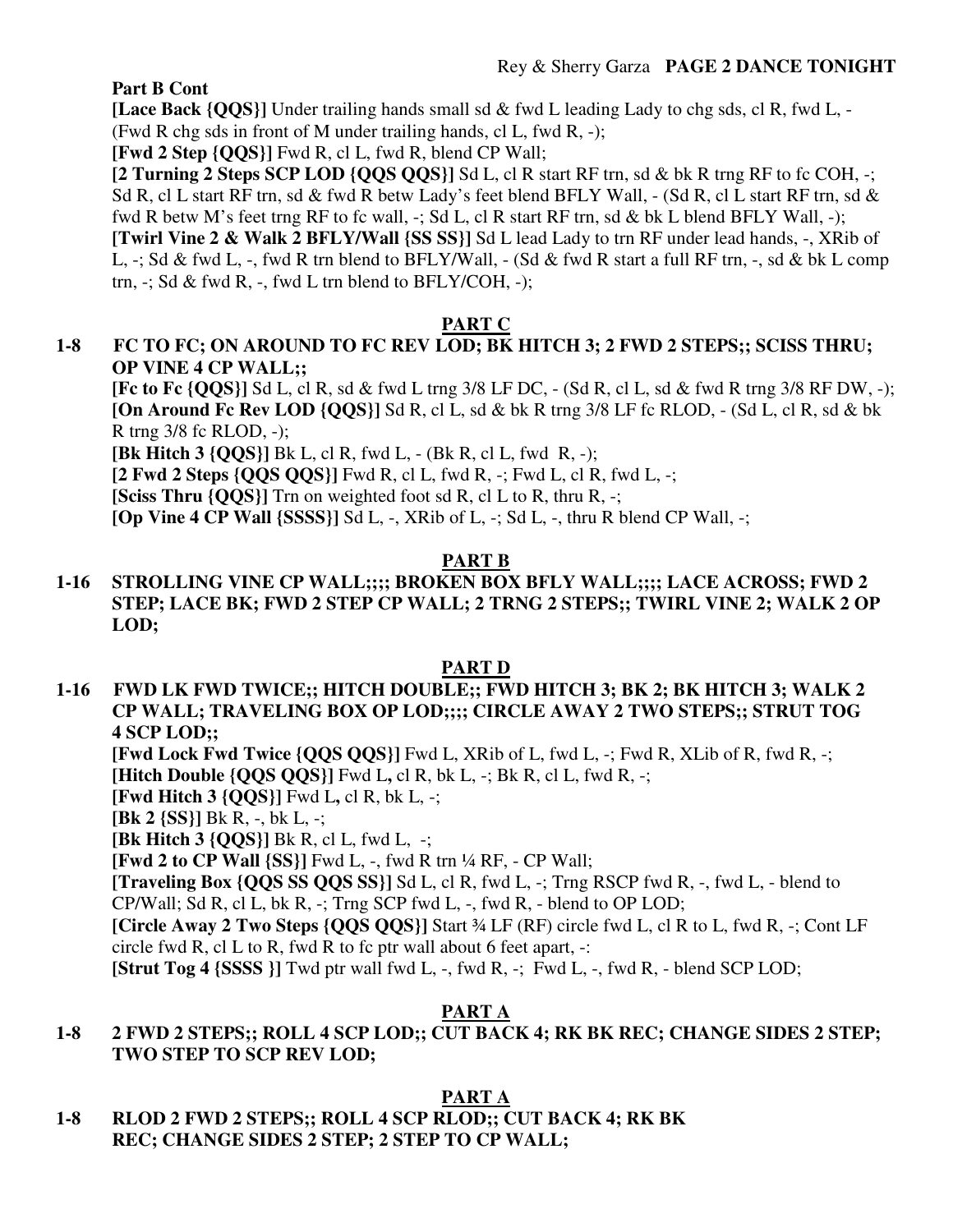**Part B Cont**

**[Lace Back {QQS}]** Under trailing hands small sd & fwd L leading Lady to chg sds, cl R, fwd L, - (Fwd R chg sds in front of M under trailing hands, cl L, fwd R, -);

**[Fwd 2 Step {QQS}]** Fwd R, cl L, fwd R, blend CP Wall;

**[2 Turning 2 Steps SCP LOD {QQS QQS}]** Sd L, cl R start RF trn, sd & bk R trng RF to fc COH, -; Sd R, cl L start RF trn, sd & fwd R betw Lady's feet blend BFLY Wall, - (Sd R, cl L start RF trn, sd & fwd R betw M's feet trng RF to fc wall, -; Sd L, cl R start RF trn, sd & bk L blend BFLY Wall, -);

**[Twirl Vine 2 & Walk 2 BFLY/Wall {SS SS}]** Sd L lead Lady to trn RF under lead hands, -, XRib of L, -; Sd & fwd L, -, fwd R trn blend to BFLY/Wall, - (Sd & fwd R start a full RF trn, -, sd & bk L comp trn, -; Sd & fwd R, -, fwd L trn blend to BFLY/COH, -);

## PART C

**1-8 FC TO FC; ON AROUND TO FC REV LOD; BK HITCH 3; 2 FWD 2 STEPS;; SCISS THRU; OP VINE 4 CP WALL;;**

**[Fc to Fc {QQS}]** Sd L, cl R, sd & fwd L trng 3/8 LF DC, - (Sd R, cl L, sd & fwd R trng 3/8 RF DW, -);

**[On Around Fc Rev LOD {QQS}]** Sd R, cl L, sd & bk R trng 3/8 LF fc RLOD, - (Sd L, cl R, sd & bk R trng 3/8 fc RLOD, -);

**[Bk Hitch 3 {QQS}]** Bk L, cl R, fwd L, - (Bk R, cl L, fwd R, -);

**[2 Fwd 2 Steps {QQS QQS}]** Fwd R, cl L, fwd R, -; Fwd L, cl R, fwd L, -;

**[Sciss Thru {QQS}]** Trn on weighted foot sd R, cl L to R, thru R, -;

**[Op Vine 4 CP Wall {SSSS}]** Sd L, -, XRib of L, -; Sd L, -, thru R blend CP Wall, -;

## PART B

**1-16 STROLLING VINE CP WALL;;;; BROKEN BOX BFLY WALL;;;; LACE ACROSS; FWD 2 STEP; LACE BK; FWD 2 STEP CP WALL; 2 TRNG 2 STEPS;; TWIRL VINE 2; WALK 2 OP LOD;**

## PART D

**1-16 FWD LK FWD TWICE;; HITCH DOUBLE;; FWD HITCH 3; BK 2; BK HITCH 3; WALK 2 CP WALL; TRAVELING BOX OP LOD;;;; CIRCLE AWAY 2 TWO STEPS;; STRUT TOG 4 SCP LOD;;**

**[Fwd Lock Fwd Twice {QQS QQS}]** Fwd L, XRib of L, fwd L, -; Fwd R, XLib of R, fwd R, -;

**[Hitch Double {QQS QQS}]** Fwd L, cl R, bk L, -; Bk R, cl L, fwd R, -;

**[Fwd Hitch 3 {QQS}]** Fwd L, cl R, bk L, -;

**[Bk 2 {SS}]** Bk R, -, bk L, -;

**[Bk Hitch 3 {QQS}]** Bk R, cl L, fwd L, -;

**[Fwd 2 to CP Wall {SS}]** Fwd L, -, fwd R trn ¼ RF, - CP Wall;

**[Traveling Box {QQS SS QQS SS}]** Sd L, cl R, fwd L, -; Trng RSCP fwd R, -, fwd L, - blend to CP/Wall; Sd R, cl L, bk R, -; Trng SCP fwd L, -, fwd R, - blend to OP LOD;

**[Circle Away 2 Two Steps {QQS QQS}]** Start ¾ LF (RF) circle fwd L, cl R to L, fwd R, -; Cont LF circle fwd R, cl L to R, fwd R to fc ptr wall about 6 feet apart, -:

**[Strut Tog 4 {SSSS }]** Twd ptr wall fwd L, -, fwd R, -; Fwd L, -, fwd R, - blend SCP LOD;

## PART A

**1-8 2 FWD 2 STEPS;; ROLL 4 SCP LOD;; CUT BACK 4; RK BK REC; CHANGE SIDES 2 STEP; TWO STEP TO SCP REV LOD;**

## PART A

**1-8 RLOD 2 FWD 2 STEPS;; ROLL 4 SCP RLOD;; CUT BACK 4; RK BK REC; CHANGE SIDES 2 STEP; 2 STEP TO CP WALL;**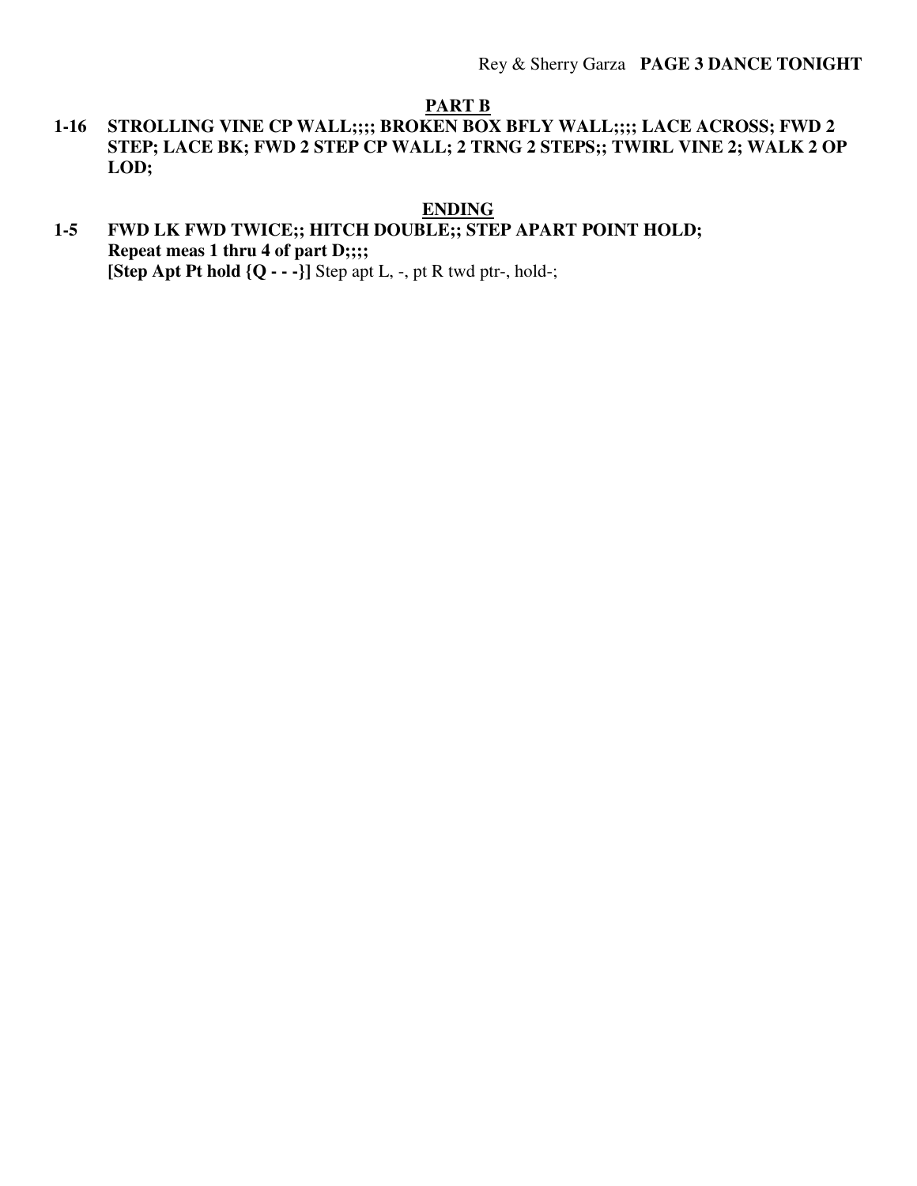## PART B

**1-16 STROLLING VINE CP WALL;;;; BROKEN BOX BFLY WALL;;;; LACE ACROSS; FWD 2 STEP; LACE BK; FWD 2 STEP CP WALL; 2 TRNG 2 STEPS;; TWIRL VINE 2; WALK 2 OP LOD;**

## ENDING

**1-5 FWD LK FWD TWICE;; HITCH DOUBLE;; STEP APART POINT HOLD;**
**Repeat meas 1 thru 4 of part D;;;;**
**[Step Apt Pt hold {Q - - -}]** Step apt L, -, pt R twd ptr-, hold-;